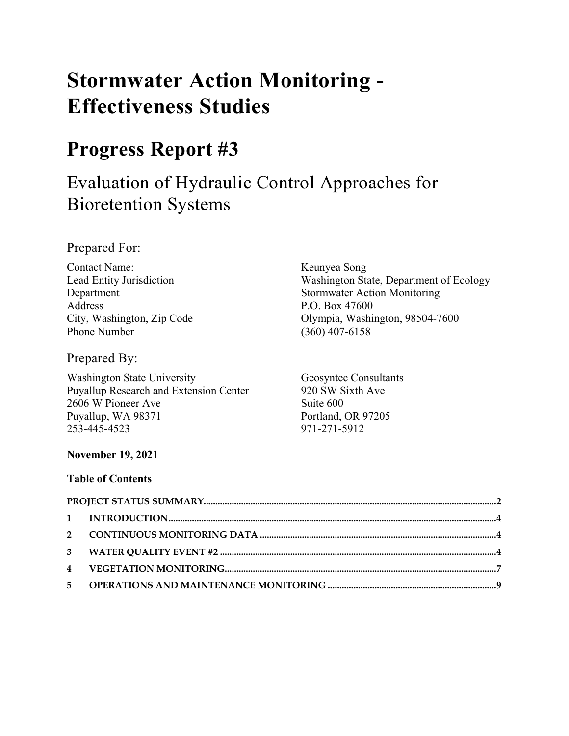# Stormwater Action Monitoring - Effectiveness Studies

## Progress Report #3

### Evaluation of Hydraulic Control Approaches for Bioretention Systems

Prepared For:

| | |
|---|---|
| Contact Name: | Keunyea Song |
| Lead Entity Jurisdiction | Washington State, Department of Ecology |
| Department | Stormwater Action Monitoring |
| Address | P.O. Box 47600 |
| City, Washington, Zip Code | Olympia, Washington, 98504-7600 |
| Phone Number | (360) 407-6158 |

Prepared By:

| | |
|---|---|
| Washington State University | Geosyntec Consultants |
| Puyallup Research and Extension Center | 920 SW Sixth Ave |
| 2606 W Pioneer Ave | Suite 600 |
| Puyallup, WA 98371 | Portland, OR 97205 |
| 253-445-4523 | 971-271-5912 |

**November 19, 2021**

**Table of Contents**

| | | |
|---|---|---|
| **PROJECT STATUS SUMMARY** | | **2** |
| **1** | **INTRODUCTION** | **4** |
| **2** | **CONTINUOUS MONITORING DATA** | **4** |
| **3** | **WATER QUALITY EVENT #2** | **4** |
| **4** | **VEGETATION MONITORING** | **7** |
| **5** | **OPERATIONS AND MAINTENANCE MONITORING** | **9** |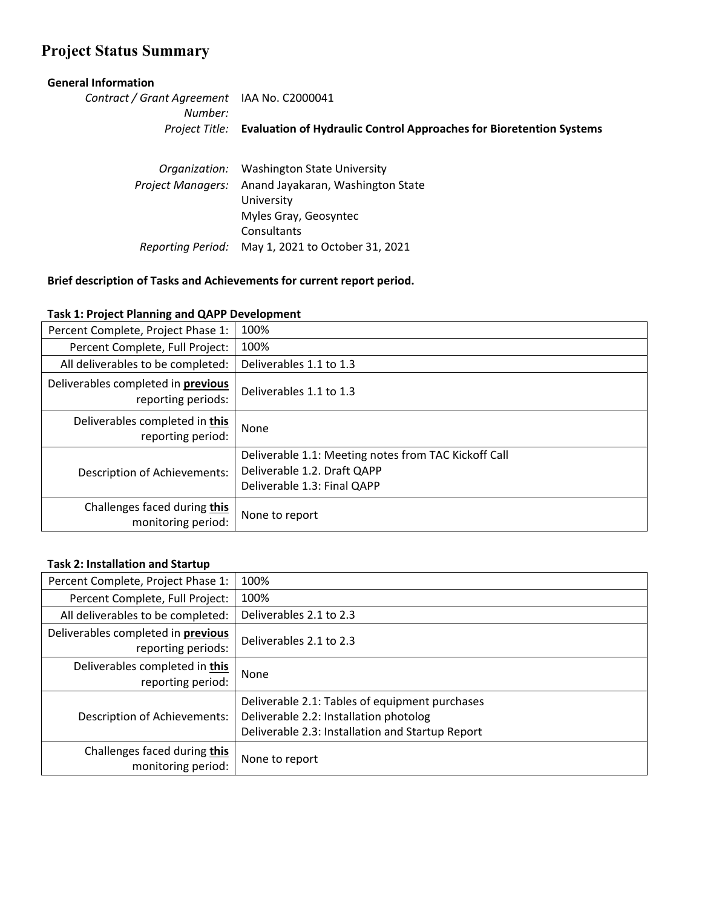# Project Status Summary

**General Information**

| | |
|---|---|
| *Contract / Grant Agreement Number:* | IAA No. C2000041 |
| *Project Title:* | **Evaluation of Hydraulic Control Approaches for Bioretention Systems** |
| *Organization:* | Washington State University |
| *Project Managers:* | Anand Jayakaran, Washington State University<br>Myles Gray, Geosyntec Consultants |
| *Reporting Period:* | May 1, 2021 to October 31, 2021 |

**Brief description of Tasks and Achievements for current report period.**

**Task 1: Project Planning and QAPP Development**

| | |
|---|---|
| Percent Complete, Project Phase 1: | 100% |
| Percent Complete, Full Project: | 100% |
| All deliverables to be completed: | Deliverables 1.1 to 1.3 |
| Deliverables completed in **previous** reporting periods: | Deliverables 1.1 to 1.3 |
| Deliverables completed in **this** reporting period: | None |
| Description of Achievements: | Deliverable 1.1: Meeting notes from TAC Kickoff Call<br>Deliverable 1.2. Draft QAPP<br>Deliverable 1.3: Final QAPP |
| Challenges faced during **this** monitoring period: | None to report |

**Task 2: Installation and Startup**

| | |
|---|---|
| Percent Complete, Project Phase 1: | 100% |
| Percent Complete, Full Project: | 100% |
| All deliverables to be completed: | Deliverables 2.1 to 2.3 |
| Deliverables completed in **previous** reporting periods: | Deliverables 2.1 to 2.3 |
| Deliverables completed in **this** reporting period: | None |
| Description of Achievements: | Deliverable 2.1: Tables of equipment purchases<br>Deliverable 2.2: Installation photolog<br>Deliverable 2.3: Installation and Startup Report |
| Challenges faced during **this** monitoring period: | None to report |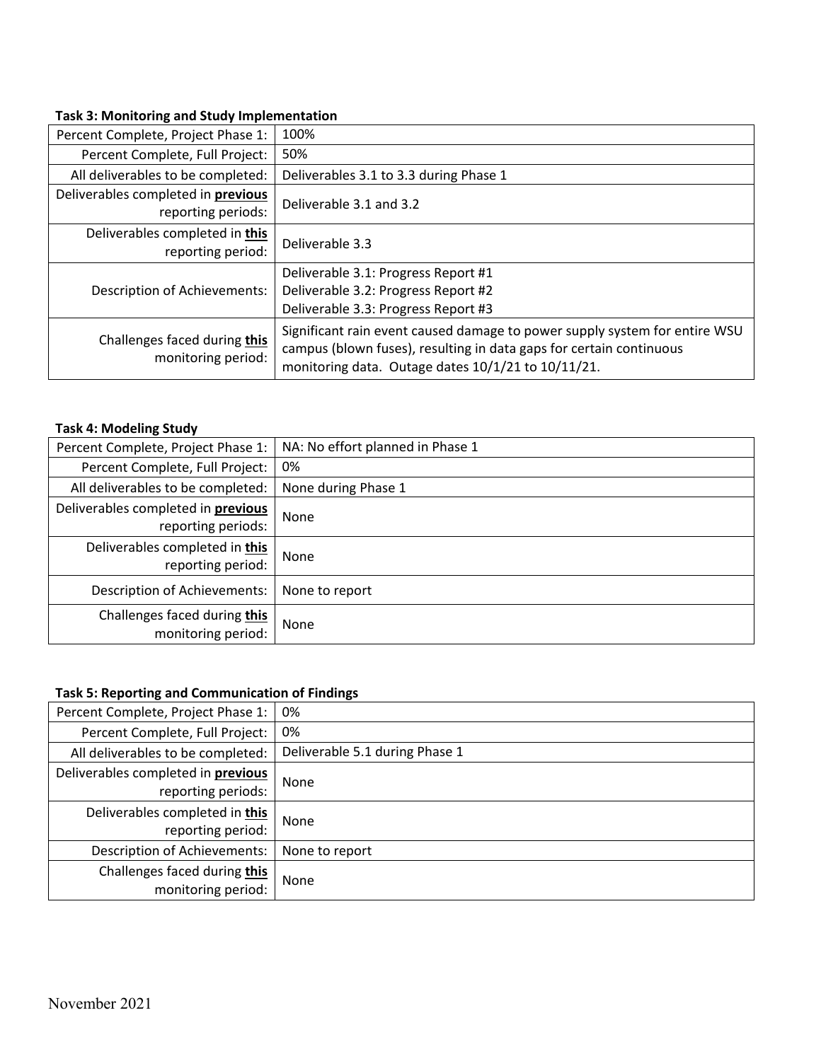**Task 3: Monitoring and Study Implementation**

| | |
|---|---|
| Percent Complete, Project Phase 1: | 100% |
| Percent Complete, Full Project: | 50% |
| All deliverables to be completed: | Deliverables 3.1 to 3.3 during Phase 1 |
| Deliverables completed in **previous** reporting periods: | Deliverable 3.1 and 3.2 |
| Deliverables completed in **this** reporting period: | Deliverable 3.3 |
| Description of Achievements: | Deliverable 3.1: Progress Report #1<br>Deliverable 3.2: Progress Report #2<br>Deliverable 3.3: Progress Report #3 |
| Challenges faced during **this** monitoring period: | Significant rain event caused damage to power supply system for entire WSU campus (blown fuses), resulting in data gaps for certain continuous monitoring data. Outage dates 10/1/21 to 10/11/21. |

**Task 4: Modeling Study**

| | |
|---|---|
| Percent Complete, Project Phase 1: | NA: No effort planned in Phase 1 |
| Percent Complete, Full Project: | 0% |
| All deliverables to be completed: | None during Phase 1 |
| Deliverables completed in **previous** reporting periods: | None |
| Deliverables completed in **this** reporting period: | None |
| Description of Achievements: | None to report |
| Challenges faced during **this** monitoring period: | None |

**Task 5: Reporting and Communication of Findings**

| | |
|---|---|
| Percent Complete, Project Phase 1: | 0% |
| Percent Complete, Full Project: | 0% |
| All deliverables to be completed: | Deliverable 5.1 during Phase 1 |
| Deliverables completed in **previous** reporting periods: | None |
| Deliverables completed in **this** reporting period: | None |
| Description of Achievements: | None to report |
| Challenges faced during **this** monitoring period: | None |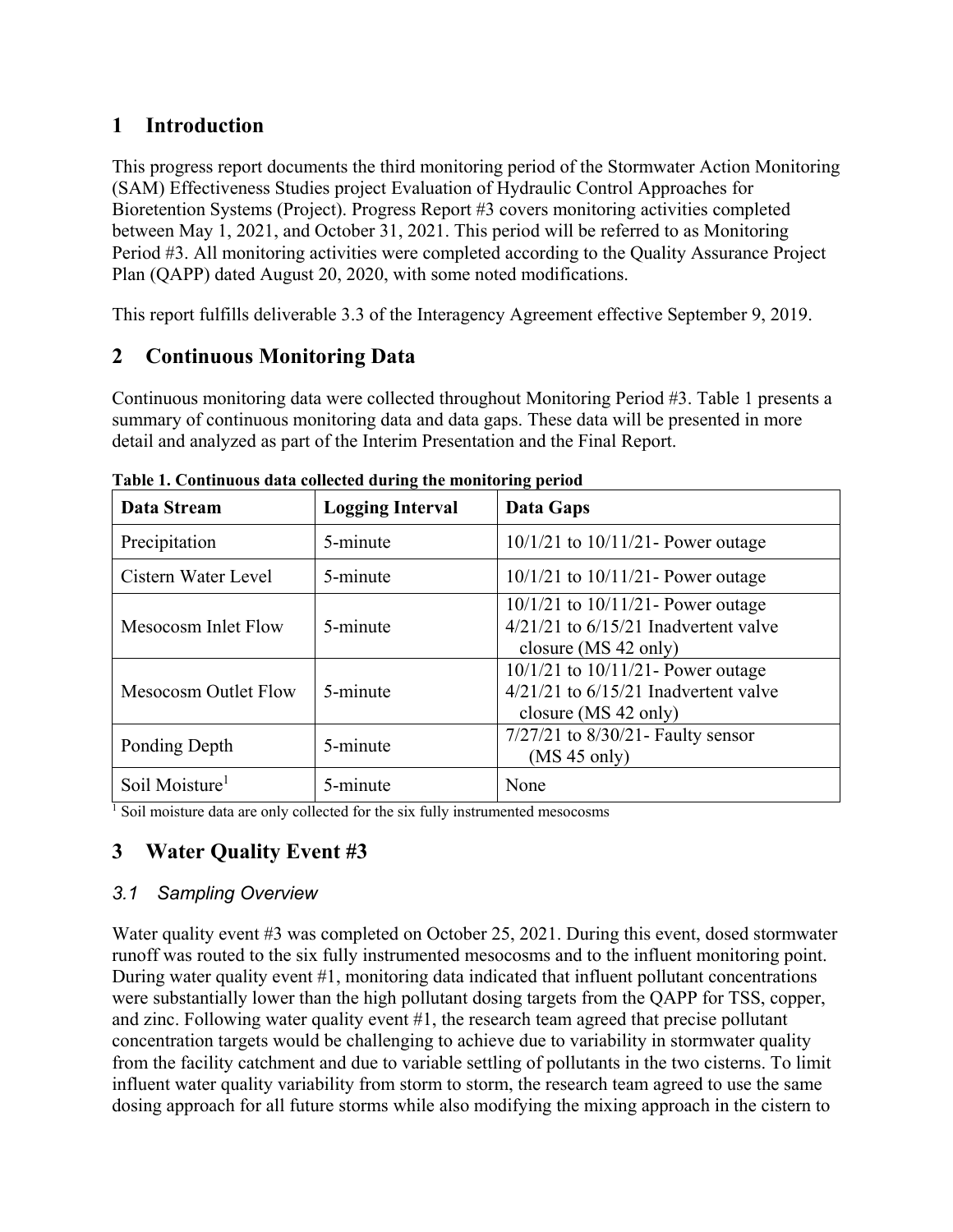# 1 Introduction

This progress report documents the third monitoring period of the Stormwater Action Monitoring (SAM) Effectiveness Studies project Evaluation of Hydraulic Control Approaches for Bioretention Systems (Project). Progress Report #3 covers monitoring activities completed between May 1, 2021, and October 31, 2021. This period will be referred to as Monitoring Period #3. All monitoring activities were completed according to the Quality Assurance Project Plan (QAPP) dated August 20, 2020, with some noted modifications.

This report fulfills deliverable 3.3 of the Interagency Agreement effective September 9, 2019.

# 2 Continuous Monitoring Data

Continuous monitoring data were collected throughout Monitoring Period #3. Table 1 presents a summary of continuous monitoring data and data gaps. These data will be presented in more detail and analyzed as part of the Interim Presentation and the Final Report.

**Table 1. Continuous data collected during the monitoring period**

| Data Stream | Logging Interval | Data Gaps |
|---|---|---|
| Precipitation | 5-minute | 10/1/21 to 10/11/21- Power outage |
| Cistern Water Level | 5-minute | 10/1/21 to 10/11/21- Power outage |
| Mesocosm Inlet Flow | 5-minute | 10/1/21 to 10/11/21- Power outage<br>4/21/21 to 6/15/21 Inadvertent valve closure (MS 42 only) |
| Mesocosm Outlet Flow | 5-minute | 10/1/21 to 10/11/21- Power outage<br>4/21/21 to 6/15/21 Inadvertent valve closure (MS 42 only) |
| Ponding Depth | 5-minute | 7/27/21 to 8/30/21- Faulty sensor (MS 45 only) |
| Soil Moisture[1] | 5-minute | None |

[1] Soil moisture data are only collected for the six fully instrumented mesocosms

# 3 Water Quality Event #3

## 3.1 Sampling Overview

Water quality event #3 was completed on October 25, 2021. During this event, dosed stormwater runoff was routed to the six fully instrumented mesocosms and to the influent monitoring point. During water quality event #1, monitoring data indicated that influent pollutant concentrations were substantially lower than the high pollutant dosing targets from the QAPP for TSS, copper, and zinc. Following water quality event #1, the research team agreed that precise pollutant concentration targets would be challenging to achieve due to variability in stormwater quality from the facility catchment and due to variable settling of pollutants in the two cisterns. To limit influent water quality variability from storm to storm, the research team agreed to use the same dosing approach for all future storms while also modifying the mixing approach in the cistern to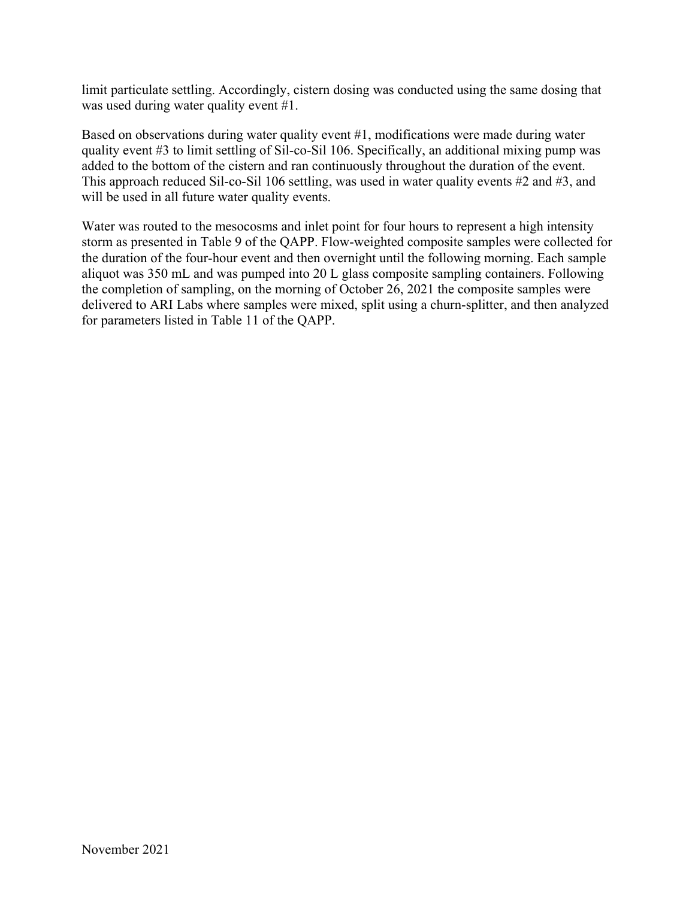limit particulate settling. Accordingly, cistern dosing was conducted using the same dosing that was used during water quality event #1.

Based on observations during water quality event #1, modifications were made during water quality event #3 to limit settling of Sil-co-Sil 106. Specifically, an additional mixing pump was added to the bottom of the cistern and ran continuously throughout the duration of the event. This approach reduced Sil-co-Sil 106 settling, was used in water quality events #2 and #3, and will be used in all future water quality events.

Water was routed to the mesocosms and inlet point for four hours to represent a high intensity storm as presented in Table 9 of the QAPP. Flow-weighted composite samples were collected for the duration of the four-hour event and then overnight until the following morning. Each sample aliquot was 350 mL and was pumped into 20 L glass composite sampling containers. Following the completion of sampling, on the morning of October 26, 2021 the composite samples were delivered to ARI Labs where samples were mixed, split using a churn-splitter, and then analyzed for parameters listed in Table 11 of the QAPP.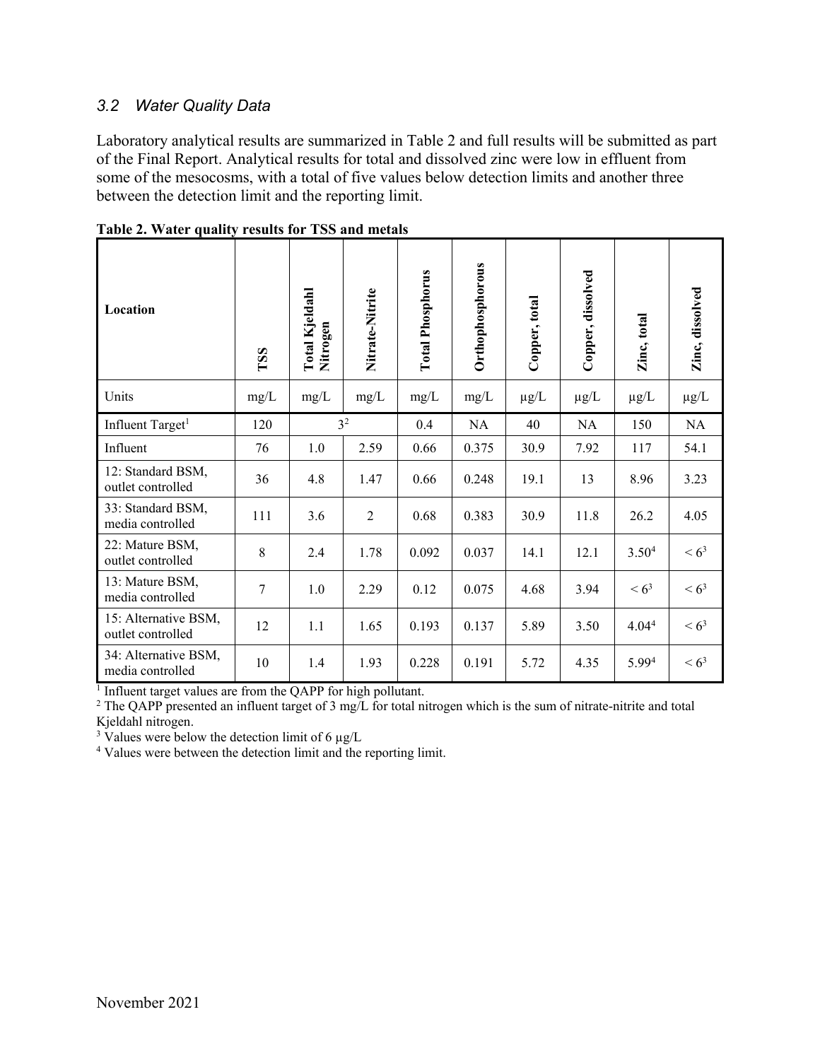## *3.2 Water Quality Data*

Laboratory analytical results are summarized in Table 2 and full results will be submitted as part of the Final Report. Analytical results for total and dissolved zinc were low in effluent from some of the mesocosms, with a total of five values below detection limits and another three between the detection limit and the reporting limit.

**Table 2. Water quality results for TSS and metals**

| Location | TSS | Total Kjeldahl Nitrogen | Nitrate-Nitrite | Total Phosphorus | Orthophosphorous | Copper, total | Copper, dissolved | Zinc, total | Zinc, dissolved |
|---|---|---|---|---|---|---|---|---|---|
| Units | mg/L | mg/L | mg/L | mg/L | mg/L | µg/L | µg/L | µg/L | µg/L |
| Influent Target[1] | 120 | 3[2] | | 0.4 | NA | 40 | NA | 150 | NA |
| Influent | 76 | 1.0 | 2.59 | 0.66 | 0.375 | 30.9 | 7.92 | 117 | 54.1 |
| 12: Standard BSM, outlet controlled | 36 | 4.8 | 1.47 | 0.66 | 0.248 | 19.1 | 13 | 8.96 | 3.23 |
| 33: Standard BSM, media controlled | 111 | 3.6 | 2 | 0.68 | 0.383 | 30.9 | 11.8 | 26.2 | 4.05 |
| 22: Mature BSM, outlet controlled | 8 | 2.4 | 1.78 | 0.092 | 0.037 | 14.1 | 12.1 | 3.50[4] | < 6[3] |
| 13: Mature BSM, media controlled | 7 | 1.0 | 2.29 | 0.12 | 0.075 | 4.68 | 3.94 | < 6[3] | < 6[3] |
| 15: Alternative BSM, outlet controlled | 12 | 1.1 | 1.65 | 0.193 | 0.137 | 5.89 | 3.50 | 4.04[4] | < 6[3] |
| 34: Alternative BSM, media controlled | 10 | 1.4 | 1.93 | 0.228 | 0.191 | 5.72 | 4.35 | 5.99[4] | < 6[3] |

[1] Influent target values are from the QAPP for high pollutant.
[2] The QAPP presented an influent target of 3 mg/L for total nitrogen which is the sum of nitrate-nitrite and total Kjeldahl nitrogen.
[3] Values were below the detection limit of 6 µg/L
[4] Values were between the detection limit and the reporting limit.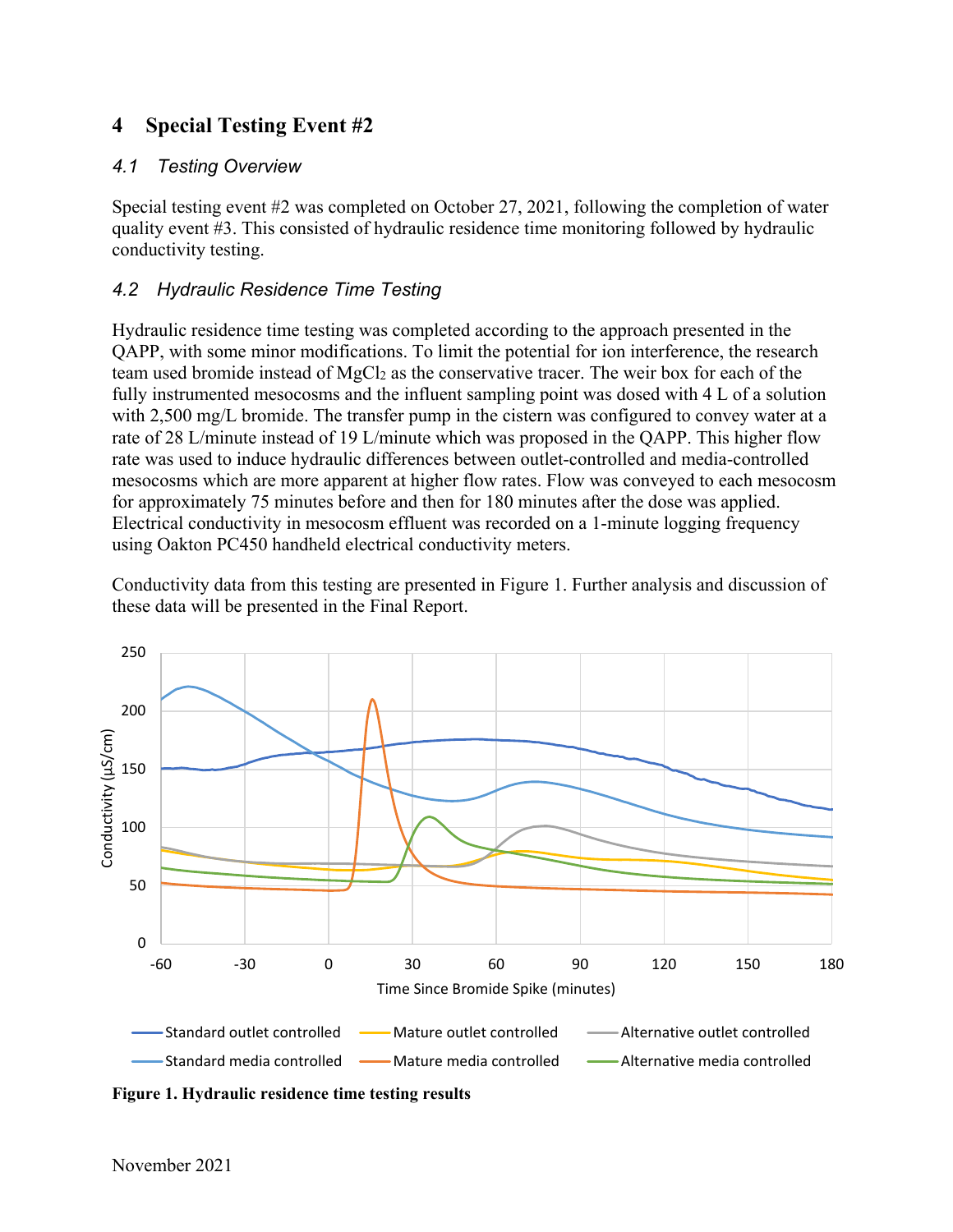# 4 Special Testing Event #2

## 4.1 Testing Overview

Special testing event #2 was completed on October 27, 2021, following the completion of water quality event #3. This consisted of hydraulic residence time monitoring followed by hydraulic conductivity testing.

## 4.2 Hydraulic Residence Time Testing

Hydraulic residence time testing was completed according to the approach presented in the QAPP, with some minor modifications. To limit the potential for ion interference, the research team used bromide instead of $MgCl_2$ as the conservative tracer. The weir box for each of the fully instrumented mesocosms and the influent sampling point was dosed with 4 L of a solution with 2,500 mg/L bromide. The transfer pump in the cistern was configured to convey water at a rate of 28 L/minute instead of 19 L/minute which was proposed in the QAPP. This higher flow rate was used to induce hydraulic differences between outlet-controlled and media-controlled mesocosms which are more apparent at higher flow rates. Flow was conveyed to each mesocosm for approximately 75 minutes before and then for 180 minutes after the dose was applied. Electrical conductivity in mesocosm effluent was recorded on a 1-minute logging frequency using Oakton PC450 handheld electrical conductivity meters.

Conductivity data from this testing are presented in Figure 1. Further analysis and discussion of these data will be presented in the Final Report.

**Figure 1. Hydraulic residence time testing results**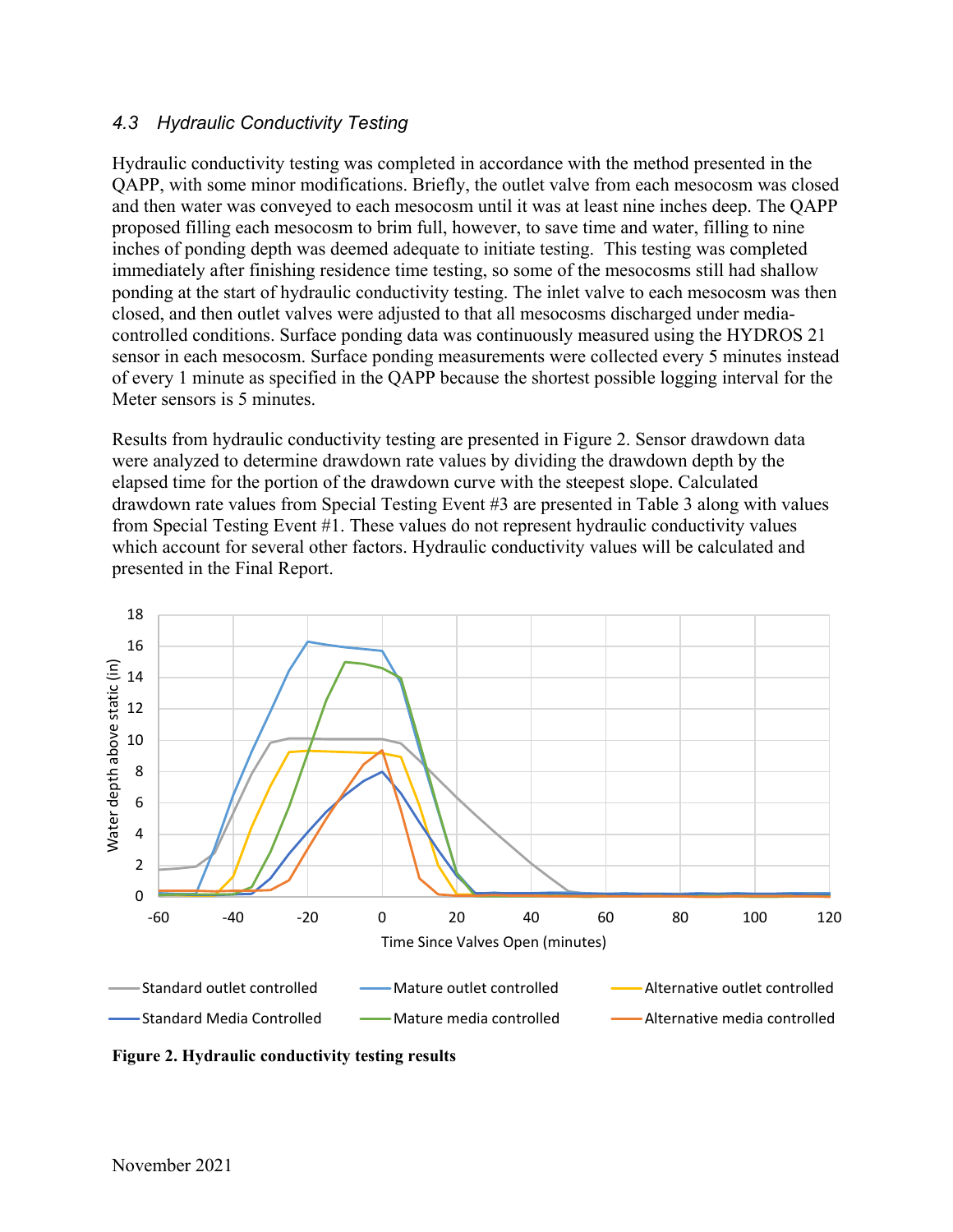### *4.3 Hydraulic Conductivity Testing*

Hydraulic conductivity testing was completed in accordance with the method presented in the QAPP, with some minor modifications. Briefly, the outlet valve from each mesocosm was closed and then water was conveyed to each mesocosm until it was at least nine inches deep. The QAPP proposed filling each mesocosm to brim full, however, to save time and water, filling to nine inches of ponding depth was deemed adequate to initiate testing. This testing was completed immediately after finishing residence time testing, so some of the mesocosms still had shallow ponding at the start of hydraulic conductivity testing. The inlet valve to each mesocosm was then closed, and then outlet valves were adjusted to that all mesocosms discharged under media-controlled conditions. Surface ponding data was continuously measured using the HYDROS 21 sensor in each mesocosm. Surface ponding measurements were collected every 5 minutes instead of every 1 minute as specified in the QAPP because the shortest possible logging interval for the Meter sensors is 5 minutes.

Results from hydraulic conductivity testing are presented in Figure 2. Sensor drawdown data were analyzed to determine drawdown rate values by dividing the drawdown depth by the elapsed time for the portion of the drawdown curve with the steepest slope. Calculated drawdown rate values from Special Testing Event #3 are presented in Table 3 along with values from Special Testing Event #1. These values do not represent hydraulic conductivity values which account for several other factors. Hydraulic conductivity values will be calculated and presented in the Final Report.

**Figure 2. Hydraulic conductivity testing results**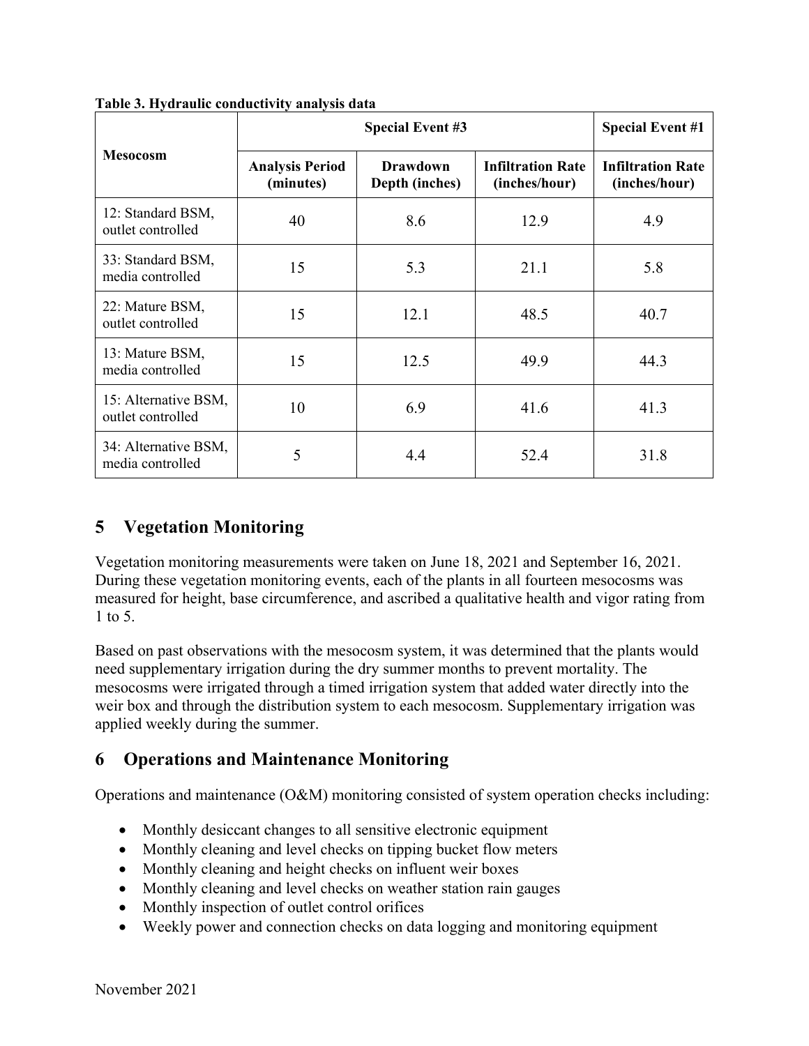**Table 3. Hydraulic conductivity analysis data**

| Mesocosm | Special Event #3 | | | Special Event #1 |
|---|---|---|---|---|
| | Analysis Period (minutes) | Drawdown Depth (inches) | Infiltration Rate (inches/hour) | Infiltration Rate (inches/hour) |
| 12: Standard BSM, outlet controlled | 40 | 8.6 | 12.9 | 4.9 |
| 33: Standard BSM, media controlled | 15 | 5.3 | 21.1 | 5.8 |
| 22: Mature BSM, outlet controlled | 15 | 12.1 | 48.5 | 40.7 |
| 13: Mature BSM, media controlled | 15 | 12.5 | 49.9 | 44.3 |
| 15: Alternative BSM, outlet controlled | 10 | 6.9 | 41.6 | 41.3 |
| 34: Alternative BSM, media controlled | 5 | 4.4 | 52.4 | 31.8 |

## 5 Vegetation Monitoring

Vegetation monitoring measurements were taken on June 18, 2021 and September 16, 2021. During these vegetation monitoring events, each of the plants in all fourteen mesocosms was measured for height, base circumference, and ascribed a qualitative health and vigor rating from 1 to 5.

Based on past observations with the mesocosm system, it was determined that the plants would need supplementary irrigation during the dry summer months to prevent mortality. The mesocosms were irrigated through a timed irrigation system that added water directly into the weir box and through the distribution system to each mesocosm. Supplementary irrigation was applied weekly during the summer.

## 6 Operations and Maintenance Monitoring

Operations and maintenance (O&M) monitoring consisted of system operation checks including:

- Monthly desiccant changes to all sensitive electronic equipment
- Monthly cleaning and level checks on tipping bucket flow meters
- Monthly cleaning and height checks on influent weir boxes
- Monthly cleaning and level checks on weather station rain gauges
- Monthly inspection of outlet control orifices
- Weekly power and connection checks on data logging and monitoring equipment